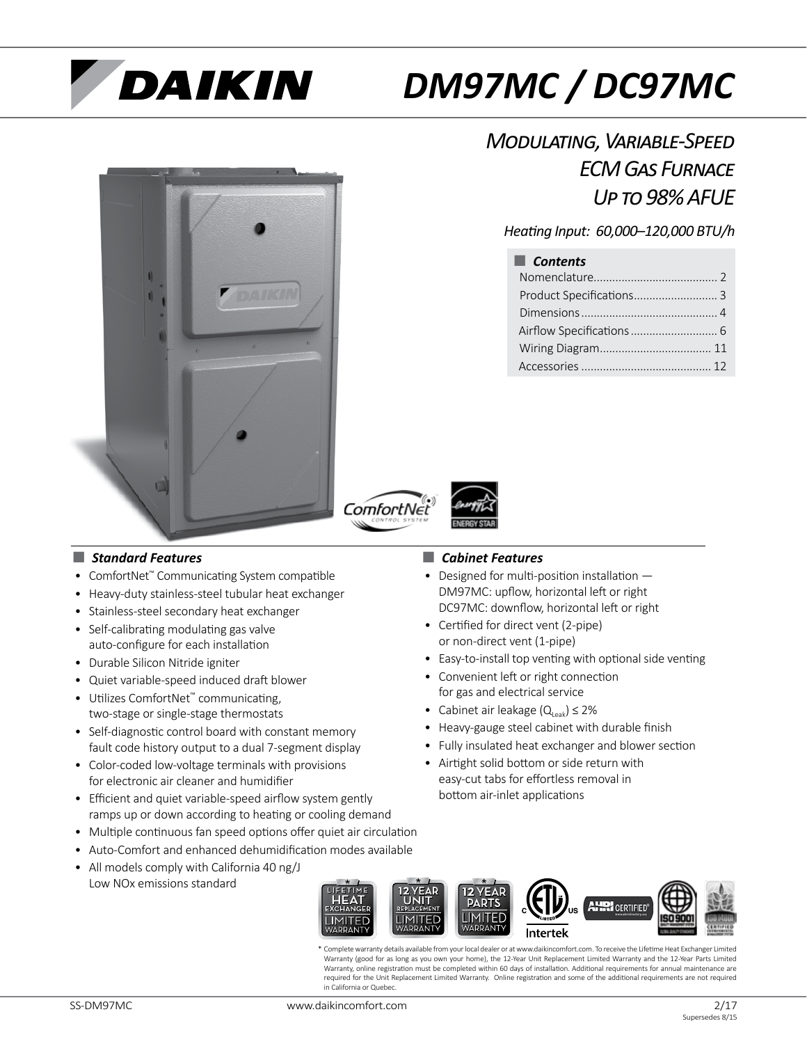# DM97MC / DC97MC

## *Modulating, Variable-Speed ECM Gas Furnace Up to 98% AFUE*

*Heating Input: 60,000–120,000 BTU/h*

### Contents

- Nomenclature ........................................ 2
- Product Specifications ........................... 3
- Dimensions ........................................... 4
- Airflow Specifications ........................... 6
- Wiring Diagram .................................... 11
- Accessories .......................................... 12

### *Standard Features*

- ComfortNet™ Communicating System compatible
- Heavy-duty stainless-steel tubular heat exchanger
- Stainless-steel secondary heat exchanger
- Self-calibrating modulating gas valve auto-configure for each installation
- Durable Silicon Nitride igniter
- Quiet variable-speed induced draft blower
- Utilizes ComfortNet™ communicating, two-stage or single-stage thermostats
- Self-diagnostic control board with constant memory fault code history output to a dual 7-segment display
- Color-coded low-voltage terminals with provisions for electronic air cleaner and humidifier
- Efficient and quiet variable-speed airflow system gently ramps up or down according to heating or cooling demand
- Multiple continuous fan speed options offer quiet air circulation
- Auto-Comfort and enhanced dehumidification modes available
- All models comply with California 40 ng/J Low NOx emissions standard

### *Cabinet Features*

- Designed for multi-position installation — DM97MC: upflow, horizontal left or right DC97MC: downflow, horizontal left or right
- Certified for direct vent (2-pipe) or non-direct vent (1-pipe)
- Easy-to-install top venting with optional side venting
- Convenient left or right connection for gas and electrical service
- Cabinet air leakage ($Q_{Leak}$) ≤ 2%
- Heavy-gauge steel cabinet with durable finish
- Fully insulated heat exchanger and blower section
- Airtight solid bottom or side return with easy-cut tabs for effortless removal in bottom air-inlet applications

\* Complete warranty details available from your local dealer or at www.daikincomfort.com. To receive the Lifetime Heat Exchanger Limited Warranty (good for as long as you own your home), the 12-Year Unit Replacement Limited Warranty and the 12-Year Parts Limited Warranty, online registration must be completed within 60 days of installation. Additional requirements for annual maintenance are required for the Unit Replacement Limited Warranty. Online registration and some of the additional requirements are not required in California or Quebec.

SS-DM97MC www.daikincomfort.com 2/17 Supersedes 8/15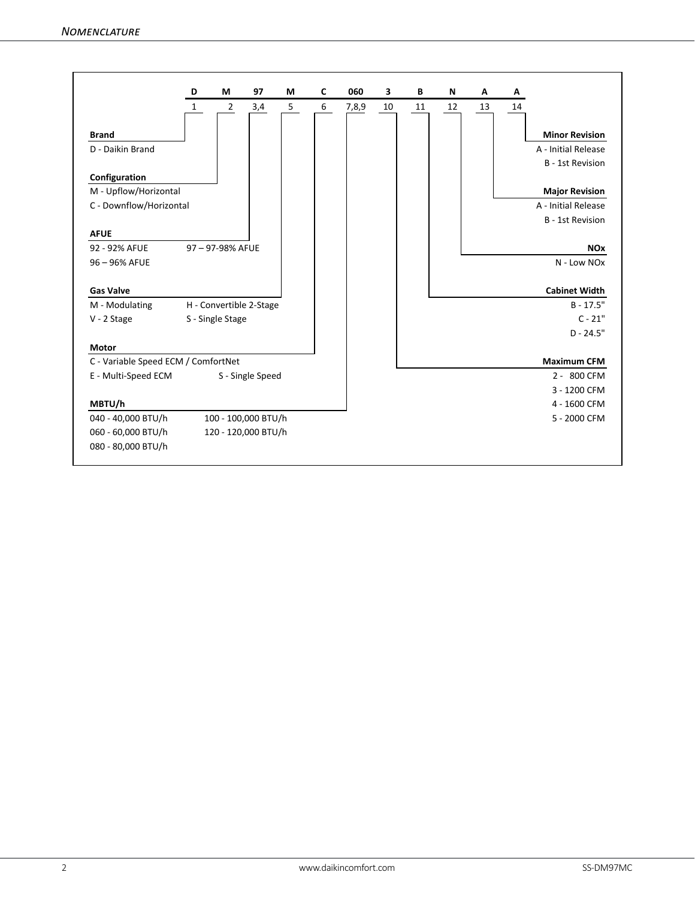## Nomenclature

| D | M | 97 | M | C | 060 | 3 | B | N | A | A |
|---|---|---|---|---|---|---|---|---|---|---|
| 1 | 2 | 3,4 | 5 | 6 | 7,8,9 | 10 | 11 | 12 | 13 | 14 |

**Brand**
- D - Daikin Brand

**Configuration**
- M - Upflow/Horizontal
- C - Downflow/Horizontal

**AFUE**
- 92 - 92% AFUE
- 96 – 96% AFUE
- 97 – 97-98% AFUE

**Gas Valve**
- M - Modulating
- V - 2 Stage
- H - Convertible 2-Stage
- S - Single Stage

**Motor**
- C - Variable Speed ECM / ComfortNet
- E - Multi-Speed ECM
- S - Single Speed

**MBTU/h**
- 040 - 40,000 BTU/h
- 060 - 60,000 BTU/h
- 080 - 80,000 BTU/h
- 100 - 100,000 BTU/h
- 120 - 120,000 BTU/h

**Maximum CFM**
- 2 - 800 CFM
- 3 - 1200 CFM
- 4 - 1600 CFM
- 5 - 2000 CFM

**Cabinet Width**
- B - 17.5"
- C - 21"
- D - 24.5"

**NOx**
- N - Low NOx

**Major Revision**
- A - Initial Release
- B - 1st Revision

**Minor Revision**
- A - Initial Release
- B - 1st Revision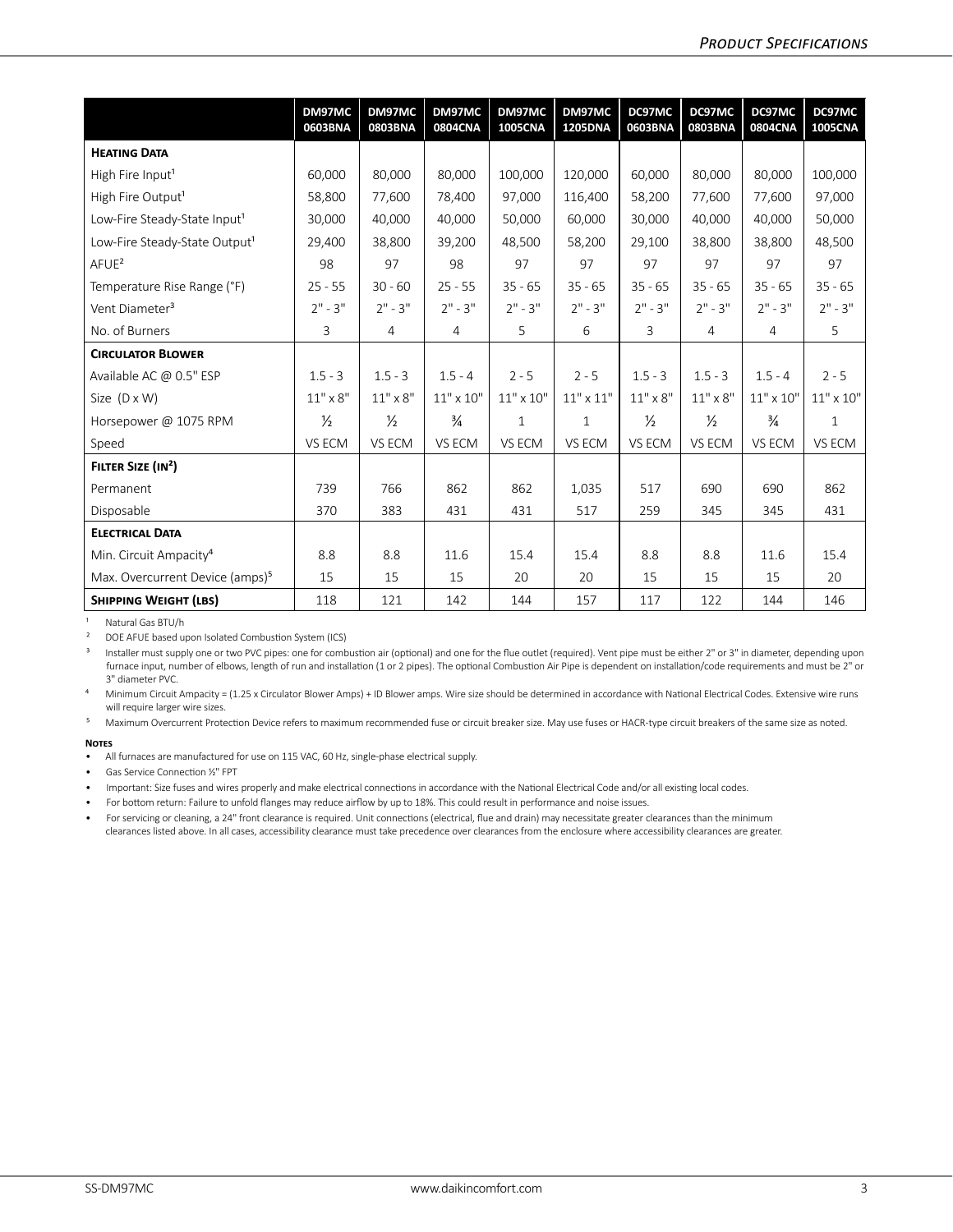| | DM97MC 0603BNA | DM97MC 0803BNA | DM97MC 0804CNA | DM97MC 1005CNA | DM97MC 1205DNA | DC97MC 0603BNA | DC97MC 0803BNA | DC97MC 0804CNA | DC97MC 1005CNA |
|---|---|---|---|---|---|---|---|---|---|
| **Heating Data** | | | | | | | | | |
| High Fire Input[1] | 60,000 | 80,000 | 80,000 | 100,000 | 120,000 | 60,000 | 80,000 | 80,000 | 100,000 |
| High Fire Output[1] | 58,800 | 77,600 | 78,400 | 97,000 | 116,400 | 58,200 | 77,600 | 77,600 | 97,000 |
| Low-Fire Steady-State Input[1] | 30,000 | 40,000 | 40,000 | 50,000 | 60,000 | 30,000 | 40,000 | 40,000 | 50,000 |
| Low-Fire Steady-State Output[1] | 29,400 | 38,800 | 39,200 | 48,500 | 58,200 | 29,100 | 38,800 | 38,800 | 48,500 |
| AFUE[2] | 98 | 97 | 98 | 97 | 97 | 97 | 97 | 97 | 97 |
| Temperature Rise Range (°F) | 25 - 55 | 30 - 60 | 25 - 55 | 35 - 65 | 35 - 65 | 35 - 65 | 35 - 65 | 35 - 65 | 35 - 65 |
| Vent Diameter[3] | 2" - 3" | 2" - 3" | 2" - 3" | 2" - 3" | 2" - 3" | 2" - 3" | 2" - 3" | 2" - 3" | 2" - 3" |
| No. of Burners | 3 | 4 | 4 | 5 | 6 | 3 | 4 | 4 | 5 |
| **Circulator Blower** | | | | | | | | | |
| Available AC @ 0.5" ESP | 1.5 - 3 | 1.5 - 3 | 1.5 - 4 | 2 - 5 | 2 - 5 | 1.5 - 3 | 1.5 - 3 | 1.5 - 4 | 2 - 5 |
| Size (D x W) | 11" x 8" | 11" x 8" | 11" x 10" | 11" x 10" | 11" x 11" | 11" x 8" | 11" x 8" | 11" x 10" | 11" x 10" |
| Horsepower @ 1075 RPM | ½ | ½ | ¾ | 1 | 1 | ½ | ½ | ¾ | 1 |
| Speed | VS ECM | VS ECM | VS ECM | VS ECM | VS ECM | VS ECM | VS ECM | VS ECM | VS ECM |
| **Filter Size ($in^2$)** | | | | | | | | | |
| Permanent | 739 | 766 | 862 | 862 | 1,035 | 517 | 690 | 690 | 862 |
| Disposable | 370 | 383 | 431 | 431 | 517 | 259 | 345 | 345 | 431 |
| **Electrical Data** | | | | | | | | | |
| Min. Circuit Ampacity[4] | 8.8 | 8.8 | 11.6 | 15.4 | 15.4 | 8.8 | 8.8 | 11.6 | 15.4 |
| Max. Overcurrent Device (amps)[5] | 15 | 15 | 15 | 20 | 20 | 15 | 15 | 15 | 20 |
| **Shipping Weight (lbs)** | 118 | 121 | 142 | 144 | 157 | 117 | 122 | 144 | 146 |

[1] Natural Gas BTU/h

[2] DOE AFUE based upon Isolated Combustion System (ICS)

[3] Installer must supply one or two PVC pipes: one for combustion air (optional) and one for the flue outlet (required). Vent pipe must be either 2" or 3" in diameter, depending upon furnace input, number of elbows, length of run and installation (1 or 2 pipes). The optional Combustion Air Pipe is dependent on installation/code requirements and must be 2" or 3" diameter PVC.

[4] Minimum Circuit Ampacity = (1.25 x Circulator Blower Amps) + ID Blower amps. Wire size should be determined in accordance with National Electrical Codes. Extensive wire runs will require larger wire sizes.

[5] Maximum Overcurrent Protection Device refers to maximum recommended fuse or circuit breaker size. May use fuses or HACR-type circuit breakers of the same size as noted.

**Notes**

- All furnaces are manufactured for use on 115 VAC, 60 Hz, single-phase electrical supply.
- Gas Service Connection ½" FPT
- Important: Size fuses and wires properly and make electrical connections in accordance with the National Electrical Code and/or all existing local codes.
- For bottom return: Failure to unfold flanges may reduce airflow by up to 18%. This could result in performance and noise issues.
- For servicing or cleaning, a 24" front clearance is required. Unit connections (electrical, flue and drain) may necessitate greater clearances than the minimum clearances listed above. In all cases, accessibility clearance must take precedence over clearances from the enclosure where accessibility clearances are greater.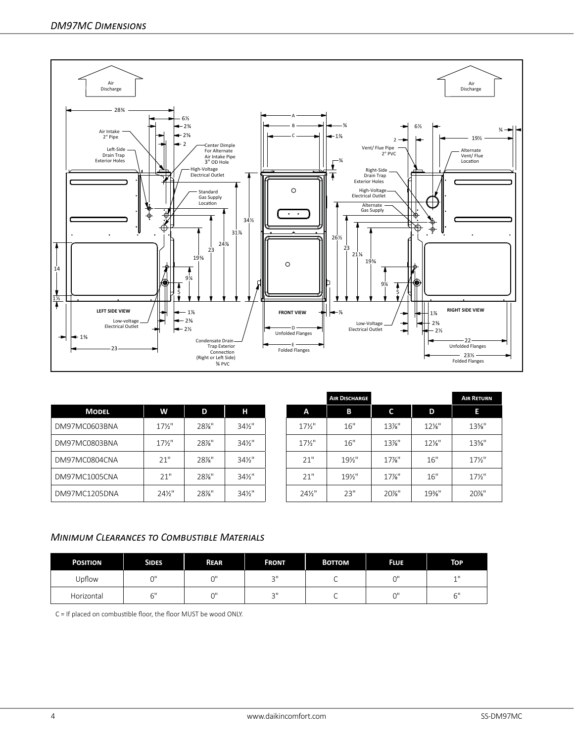## *DM97MC Dimensions*

Air Discharge

Air Discharge

28¾

6½

2¾

2⅝

2

Air Intake 2" Pipe

Left-Side Drain Trap Exterior Holes

Center Dimple For Alternate Air Intake Pipe 3" OD Hole

High-Voltage Electrical Outlet

Standard Gas Supply Location

34½

31⅞

24⅞

23

19⅝

9¼

5

14

1½

LEFT SIDE VIEW

Low-voltage Electrical Outlet

1⅞

2⅜

2½

1⅜

23

Condensate Drain Trap Exterior Connection (Right or Left Side) ¾ PVC

A

B

C

¾

1⅞

¾

FRONT VIEW

⅞

D Unfolded Flanges

E Folded Flanges

2

6½

¾

19½

Vent/ Flue Pipe 2" PVC

Alternate Vent/ Flue Location

Right-Side Drain Trap Exterior Holes

High-Voltage Electrical Outlet

Alternate Gas Supply

26½

23

21⅛

19⅝

9¼

5

RIGHT SIDE VIEW

Low-Voltage Electrical Outlet

1⅞

2⅜

2½

22 Unfolded Flanges

23½ Folded Flanges

| **Model** | **W** | **D** | **H** |
|---|---|---|---|
| DM97MC0603BNA | 17½" | 28⅞" | 34½" |
| DM97MC0803BNA | 17½" | 28⅞" | 34½" |
| DM97MC0804CNA | 21" | 28⅞" | 34½" |
| DM97MC1005CNA | 21" | 28⅞" | 34½" |
| DM97MC1205DNA | 24½" | 28⅞" | 34½" |

| | **Air Discharge** | | | **Air Return** |
|---|---|---|---|---|
| **A** | **B** | **C** | **D** | **E** |
| 17½" | 16" | 13⅞" | 12⅛" | 13⅝" |
| 17½" | 16" | 13⅞" | 12⅛" | 13⅝" |
| 21" | 19½" | 17⅞" | 16" | 17½" |
| 21" | 19½" | 17⅞" | 16" | 17½" |
| 24½" | 23" | 20⅞" | 19⅜" | 20⅞" |

## *Minimum Clearances to Combustible Materials*

| **Position** | **Sides** | **Rear** | **Front** | **Bottom** | **Flue** | **Top** |
|---|---|---|---|---|---|---|
| Upflow | 0" | 0" | 3" | C | 0" | 1" |
| Horizontal | 6" | 0" | 3" | C | 0" | 6" |

C = If placed on combustible floor, the floor MUST be wood ONLY.